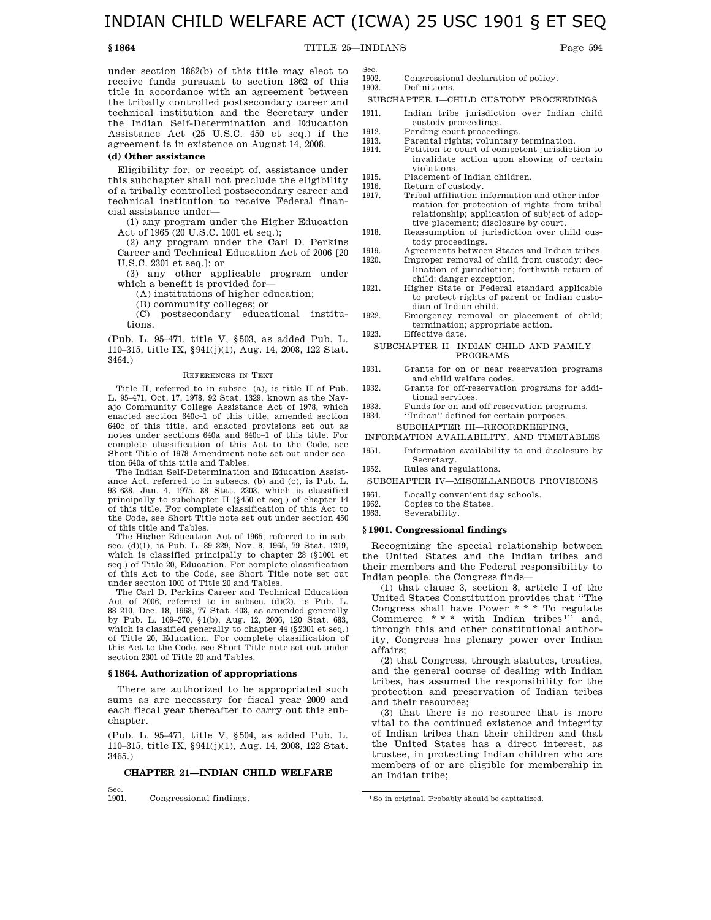# INDIAN CHILD WELFARE ACT (ICWA) 25 USC 1901 § ET SEQ

under section 1862(b) of this title may elect to receive funds pursuant to section 1862 of this title in accordance with an agreement between the tribally controlled postsecondary career and technical institution and the Secretary under the Indian Self-Determination and Education Assistance Act (25 U.S.C. 450 et seq.) if the agreement is in existence on August 14, 2008.

**(d) Other assistance**

Eligibility for, or receipt of, assistance under this subchapter shall not preclude the eligibility of a tribally controlled postsecondary career and technical institution to receive Federal financial assistance under—

(1) any program under the Higher Education Act of 1965 (20 U.S.C. 1001 et seq.);

(2) any program under the Carl D. Perkins Career and Technical Education Act of 2006 [20 U.S.C. 2301 et seq.]; or

(3) any other applicable program under which a benefit is provided for—

(A) institutions of higher education;

(B) community colleges; or

(C) postsecondary educational institutions.

(Pub. L. 95–471, title V, §503, as added Pub. L. 110–315, title IX, §941(j)(1), Aug. 14, 2008, 122 Stat. 3464.)

REFERENCES IN TEXT

Title II, referred to in subsec. (a), is title II of Pub. L. 95–471, Oct. 17, 1978, 92 Stat. 1329, known as the Navajo Community College Assistance Act of 1978, which enacted section 640c–1 of this title, amended section 640c of this title, and enacted provisions set out as notes under sections 640a and 640c–1 of this title. For complete classification of this Act to the Code, see Short Title of 1978 Amendment note set out under section 640a of this title and Tables.

The Indian Self-Determination and Education Assistance Act, referred to in subsecs. (b) and (c), is Pub. L. 93–638, Jan. 4, 1975, 88 Stat. 2203, which is classified principally to subchapter II (§450 et seq.) of chapter 14 of this title. For complete classification of this Act to the Code, see Short Title note set out under section 450 of this title and Tables.

The Higher Education Act of 1965, referred to in subsec. (d)(1), is Pub. L. 89–329, Nov. 8, 1965, 79 Stat. 1219, which is classified principally to chapter 28 (§1001 et seq.) of Title 20, Education. For complete classification of this Act to the Code, see Short Title note set out under section 1001 of Title 20 and Tables.

The Carl D. Perkins Career and Technical Education Act of 2006, referred to in subsec. (d)(2), is Pub. L. 88–210, Dec. 18, 1963, 77 Stat. 403, as amended generally by Pub. L. 109–270, §1(b), Aug. 12, 2006, 120 Stat. 683, which is classified generally to chapter 44 (§2301 et seq.) of Title 20, Education. For complete classification of this Act to the Code, see Short Title note set out under section 2301 of Title 20 and Tables.

### §1864. Authorization of appropriations

There are authorized to be appropriated such sums as are necessary for fiscal year 2009 and each fiscal year thereafter to carry out this subchapter.

(Pub. L. 95–471, title V, §504, as added Pub. L. 110–315, title IX, §941(j)(1), Aug. 14, 2008, 122 Stat. 3465.)

## CHAPTER 21—INDIAN CHILD WELFARE

| Sec. | |
|---|---|
| 1901. | Congressional findings. |
| 1902. | Congressional declaration of policy. |
| 1903. | Definitions. |
| | SUBCHAPTER I—CHILD CUSTODY PROCEEDINGS |
| 1911. | Indian tribe jurisdiction over Indian child custody proceedings. |
| 1912. | Pending court proceedings. |
| 1913. | Parental rights; voluntary termination. |
| 1914. | Petition to court of competent jurisdiction to invalidate action upon showing of certain violations. |
| 1915. | Placement of Indian children. |
| 1916. | Return of custody. |
| 1917. | Tribal affiliation information and other information for protection of rights from tribal relationship; application of subject of adoptive placement; disclosure by court. |
| 1918. | Reassumption of jurisdiction over child custody proceedings. |
| 1919. | Agreements between States and Indian tribes. |
| 1920. | Improper removal of child from custody; declination of jurisdiction; forthwith return of child: danger exception. |
| 1921. | Higher State or Federal standard applicable to protect rights of parent or Indian custodian of Indian child. |
| 1922. | Emergency removal or placement of child; termination; appropriate action. |
| 1923. | Effective date. |
| | SUBCHAPTER II—INDIAN CHILD AND FAMILY PROGRAMS |
| 1931. | Grants for on or near reservation programs and child welfare codes. |
| 1932. | Grants for off-reservation programs for additional services. |
| 1933. | Funds for on and off reservation programs. |
| 1934. | ''Indian'' defined for certain purposes. |
| | SUBCHAPTER III—RECORDKEEPING, INFORMATION AVAILABILITY, AND TIMETABLES |
| 1951. | Information availability to and disclosure by Secretary. |
| 1952. | Rules and regulations. |
| | SUBCHAPTER IV—MISCELLANEOUS PROVISIONS |
| 1961. | Locally convenient day schools. |
| 1962. | Copies to the States. |
| 1963. | Severability. |

### §1901. Congressional findings

Recognizing the special relationship between the United States and the Indian tribes and their members and the Federal responsibility to Indian people, the Congress finds—

(1) that clause 3, section 8, article I of the United States Constitution provides that ''The Congress shall have Power * * * To regulate Commerce * * * with Indian tribes[1]'' and, through this and other constitutional authority, Congress has plenary power over Indian affairs;

(2) that Congress, through statutes, treaties, and the general course of dealing with Indian tribes, has assumed the responsibility for the protection and preservation of Indian tribes and their resources;

(3) that there is no resource that is more vital to the continued existence and integrity of Indian tribes than their children and that the United States has a direct interest, as trustee, in protecting Indian children who are members of or are eligible for membership in an Indian tribe;

[1] So in original. Probably should be capitalized.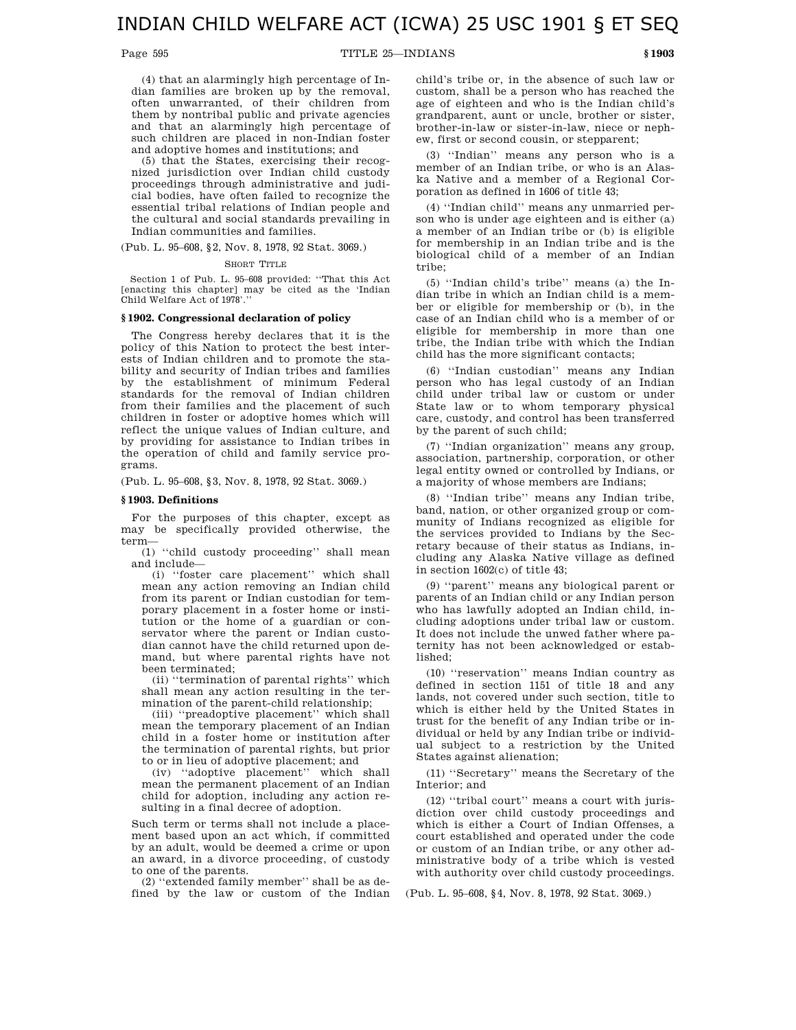(4) that an alarmingly high percentage of Indian families are broken up by the removal, often unwarranted, of their children from them by nontribal public and private agencies and that an alarmingly high percentage of such children are placed in non-Indian foster and adoptive homes and institutions; and

(5) that the States, exercising their recognized jurisdiction over Indian child custody proceedings through administrative and judicial bodies, have often failed to recognize the essential tribal relations of Indian people and the cultural and social standards prevailing in Indian communities and families.

(Pub. L. 95–608, §2, Nov. 8, 1978, 92 Stat. 3069.)

SHORT TITLE

Section 1 of Pub. L. 95–608 provided: "That this Act [enacting this chapter] may be cited as the 'Indian Child Welfare Act of 1978'."

### §1902. Congressional declaration of policy

The Congress hereby declares that it is the policy of this Nation to protect the best interests of Indian children and to promote the stability and security of Indian tribes and families by the establishment of minimum Federal standards for the removal of Indian children from their families and the placement of such children in foster or adoptive homes which will reflect the unique values of Indian culture, and by providing for assistance to Indian tribes in the operation of child and family service programs.

(Pub. L. 95–608, §3, Nov. 8, 1978, 92 Stat. 3069.)

### §1903. Definitions

For the purposes of this chapter, except as may be specifically provided otherwise, the term—

(1) "child custody proceeding" shall mean and include—

(i) "foster care placement" which shall mean any action removing an Indian child from its parent or Indian custodian for temporary placement in a foster home or institution or the home of a guardian or conservator where the parent or Indian custodian cannot have the child returned upon demand, but where parental rights have not been terminated;

(ii) "termination of parental rights" which shall mean any action resulting in the termination of the parent-child relationship;

(iii) "preadoptive placement" which shall mean the temporary placement of an Indian child in a foster home or institution after the termination of parental rights, but prior to or in lieu of adoptive placement; and

(iv) "adoptive placement" which shall mean the permanent placement of an Indian child for adoption, including any action resulting in a final decree of adoption.

Such term or terms shall not include a placement based upon an act which, if committed by an adult, would be deemed a crime or upon an award, in a divorce proceeding, of custody to one of the parents.

(2) "extended family member" shall be as defined by the law or custom of the Indian child's tribe or, in the absence of such law or custom, shall be a person who has reached the age of eighteen and who is the Indian child's grandparent, aunt or uncle, brother or sister, brother-in-law or sister-in-law, niece or nephew, first or second cousin, or stepparent;

(3) "Indian" means any person who is a member of an Indian tribe, or who is an Alaska Native and a member of a Regional Corporation as defined in 1606 of title 43;

(4) "Indian child" means any unmarried person who is under age eighteen and is either (a) a member of an Indian tribe or (b) is eligible for membership in an Indian tribe and is the biological child of a member of an Indian tribe;

(5) "Indian child's tribe" means (a) the Indian tribe in which an Indian child is a member or eligible for membership or (b), in the case of an Indian child who is a member of or eligible for membership in more than one tribe, the Indian tribe with which the Indian child has the more significant contacts;

(6) "Indian custodian" means any Indian person who has legal custody of an Indian child under tribal law or custom or under State law or to whom temporary physical care, custody, and control has been transferred by the parent of such child;

(7) "Indian organization" means any group, association, partnership, corporation, or other legal entity owned or controlled by Indians, or a majority of whose members are Indians;

(8) "Indian tribe" means any Indian tribe, band, nation, or other organized group or community of Indians recognized as eligible for the services provided to Indians by the Secretary because of their status as Indians, including any Alaska Native village as defined in section 1602(c) of title 43;

(9) "parent" means any biological parent or parents of an Indian child or any Indian person who has lawfully adopted an Indian child, including adoptions under tribal law or custom. It does not include the unwed father where paternity has not been acknowledged or established;

(10) "reservation" means Indian country as defined in section 1151 of title 18 and any lands, not covered under such section, title to which is either held by the United States in trust for the benefit of any Indian tribe or individual or held by any Indian tribe or individual subject to a restriction by the United States against alienation;

(11) "Secretary" means the Secretary of the Interior; and

(12) "tribal court" means a court with jurisdiction over child custody proceedings and which is either a Court of Indian Offenses, a court established and operated under the code or custom of an Indian tribe, or any other administrative body of a tribe which is vested with authority over child custody proceedings.

(Pub. L. 95–608, §4, Nov. 8, 1978, 92 Stat. 3069.)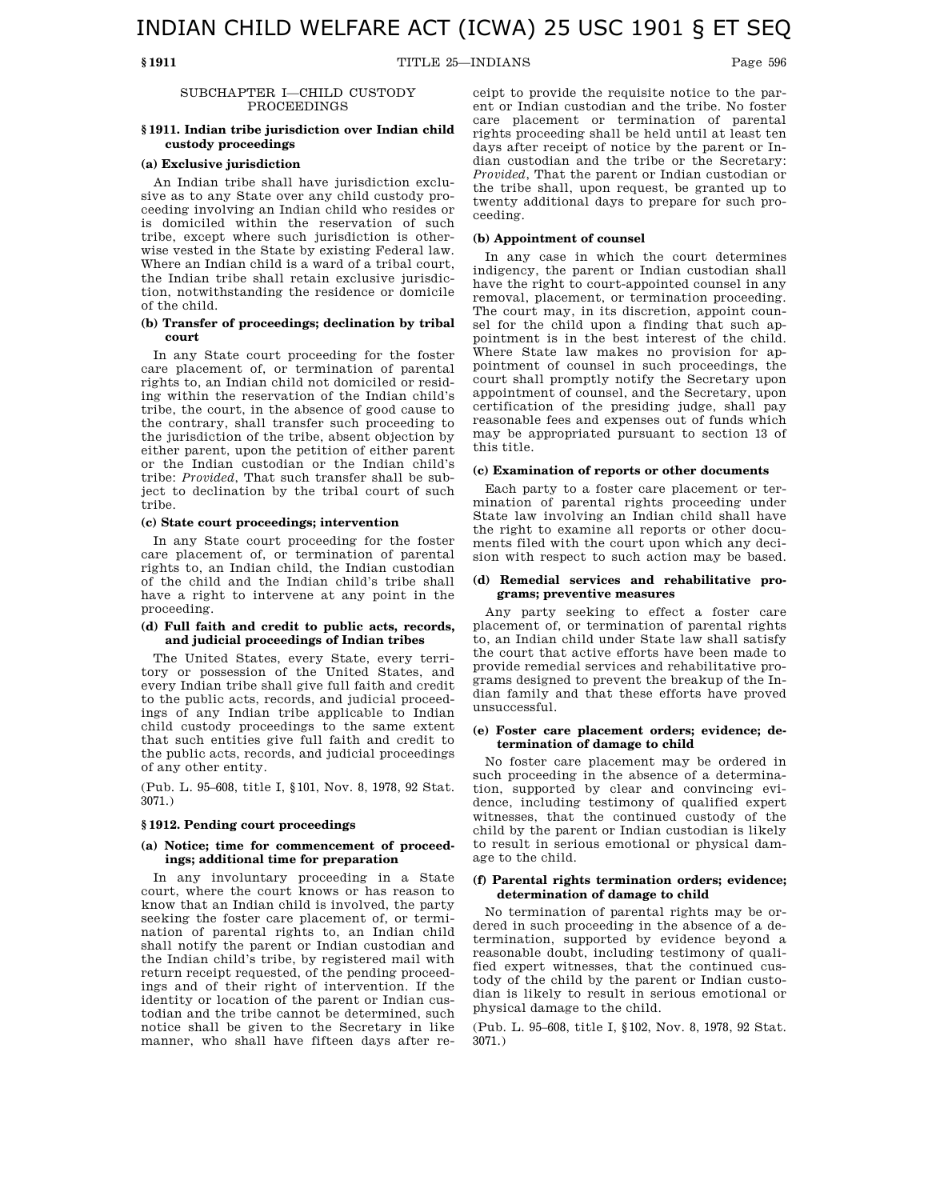# INDIAN CHILD WELFARE ACT (ICWA) 25 USC 1901 § ET SEQ

## SUBCHAPTER I—CHILD CUSTODY PROCEEDINGS

### § 1911. Indian tribe jurisdiction over Indian child custody proceedings

**(a) Exclusive jurisdiction**

An Indian tribe shall have jurisdiction exclusive as to any State over any child custody proceeding involving an Indian child who resides or is domiciled within the reservation of such tribe, except where such jurisdiction is otherwise vested in the State by existing Federal law. Where an Indian child is a ward of a tribal court, the Indian tribe shall retain exclusive jurisdiction, notwithstanding the residence or domicile of the child.

**(b) Transfer of proceedings; declination by tribal court**

In any State court proceeding for the foster care placement of, or termination of parental rights to, an Indian child not domiciled or residing within the reservation of the Indian child's tribe, the court, in the absence of good cause to the contrary, shall transfer such proceeding to the jurisdiction of the tribe, absent objection by either parent, upon the petition of either parent or the Indian custodian or the Indian child's tribe: *Provided*, That such transfer shall be subject to declination by the tribal court of such tribe.

**(c) State court proceedings; intervention**

In any State court proceeding for the foster care placement of, or termination of parental rights to, an Indian child, the Indian custodian of the child and the Indian child's tribe shall have a right to intervene at any point in the proceeding.

**(d) Full faith and credit to public acts, records, and judicial proceedings of Indian tribes**

The United States, every State, every territory or possession of the United States, and every Indian tribe shall give full faith and credit to the public acts, records, and judicial proceedings of any Indian tribe applicable to Indian child custody proceedings to the same extent that such entities give full faith and credit to the public acts, records, and judicial proceedings of any other entity.

(Pub. L. 95–608, title I, § 101, Nov. 8, 1978, 92 Stat. 3071.)

### § 1912. Pending court proceedings

**(a) Notice; time for commencement of proceedings; additional time for preparation**

In any involuntary proceeding in a State court, where the court knows or has reason to know that an Indian child is involved, the party seeking the foster care placement of, or termination of parental rights to, an Indian child shall notify the parent or Indian custodian and the Indian child's tribe, by registered mail with return receipt requested, of the pending proceedings and of their right of intervention. If the identity or location of the parent or Indian custodian and the tribe cannot be determined, such notice shall be given to the Secretary in like manner, who shall have fifteen days after receipt to provide the requisite notice to the parent or Indian custodian and the tribe. No foster care placement or termination of parental rights proceeding shall be held until at least ten days after receipt of notice by the parent or Indian custodian and the tribe or the Secretary: *Provided*, That the parent or Indian custodian or the tribe shall, upon request, be granted up to twenty additional days to prepare for such proceeding.

**(b) Appointment of counsel**

In any case in which the court determines indigency, the parent or Indian custodian shall have the right to court-appointed counsel in any removal, placement, or termination proceeding. The court may, in its discretion, appoint counsel for the child upon a finding that such appointment is in the best interest of the child. Where State law makes no provision for appointment of counsel in such proceedings, the court shall promptly notify the Secretary upon appointment of counsel, and the Secretary, upon certification of the presiding judge, shall pay reasonable fees and expenses out of funds which may be appropriated pursuant to section 13 of this title.

**(c) Examination of reports or other documents**

Each party to a foster care placement or termination of parental rights proceeding under State law involving an Indian child shall have the right to examine all reports or other documents filed with the court upon which any decision with respect to such action may be based.

**(d) Remedial services and rehabilitative programs; preventive measures**

Any party seeking to effect a foster care placement of, or termination of parental rights to, an Indian child under State law shall satisfy the court that active efforts have been made to provide remedial services and rehabilitative programs designed to prevent the breakup of the Indian family and that these efforts have proved unsuccessful.

**(e) Foster care placement orders; evidence; determination of damage to child**

No foster care placement may be ordered in such proceeding in the absence of a determination, supported by clear and convincing evidence, including testimony of qualified expert witnesses, that the continued custody of the child by the parent or Indian custodian is likely to result in serious emotional or physical damage to the child.

**(f) Parental rights termination orders; evidence; determination of damage to child**

No termination of parental rights may be ordered in such proceeding in the absence of a determination, supported by evidence beyond a reasonable doubt, including testimony of qualified expert witnesses, that the continued custody of the child by the parent or Indian custodian is likely to result in serious emotional or physical damage to the child.

(Pub. L. 95–608, title I, § 102, Nov. 8, 1978, 92 Stat. 3071.)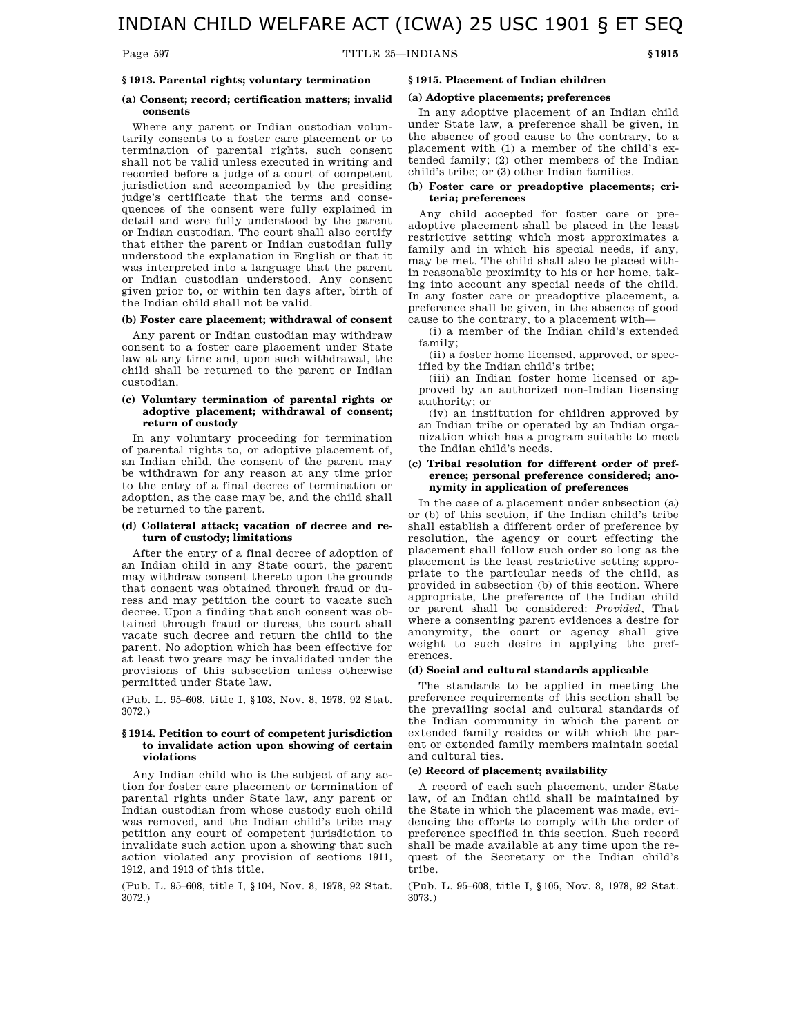### § 1913. Parental rights; voluntary termination

#### (a) Consent; record; certification matters; invalid consents

Where any parent or Indian custodian voluntarily consents to a foster care placement or to termination of parental rights, such consent shall not be valid unless executed in writing and recorded before a judge of a court of competent jurisdiction and accompanied by the presiding judge's certificate that the terms and consequences of the consent were fully explained in detail and were fully understood by the parent or Indian custodian. The court shall also certify that either the parent or Indian custodian fully understood the explanation in English or that it was interpreted into a language that the parent or Indian custodian understood. Any consent given prior to, or within ten days after, birth of the Indian child shall not be valid.

#### (b) Foster care placement; withdrawal of consent

Any parent or Indian custodian may withdraw consent to a foster care placement under State law at any time and, upon such withdrawal, the child shall be returned to the parent or Indian custodian.

#### (c) Voluntary termination of parental rights or adoptive placement; withdrawal of consent; return of custody

In any voluntary proceeding for termination of parental rights to, or adoptive placement of, an Indian child, the consent of the parent may be withdrawn for any reason at any time prior to the entry of a final decree of termination or adoption, as the case may be, and the child shall be returned to the parent.

#### (d) Collateral attack; vacation of decree and return of custody; limitations

After the entry of a final decree of adoption of an Indian child in any State court, the parent may withdraw consent thereto upon the grounds that consent was obtained through fraud or duress and may petition the court to vacate such decree. Upon a finding that such consent was obtained through fraud or duress, the court shall vacate such decree and return the child to the parent. No adoption which has been effective for at least two years may be invalidated under the provisions of this subsection unless otherwise permitted under State law.

(Pub. L. 95–608, title I, §103, Nov. 8, 1978, 92 Stat. 3072.)

### § 1914. Petition to court of competent jurisdiction to invalidate action upon showing of certain violations

Any Indian child who is the subject of any action for foster care placement or termination of parental rights under State law, any parent or Indian custodian from whose custody such child was removed, and the Indian child's tribe may petition any court of competent jurisdiction to invalidate such action upon a showing that such action violated any provision of sections 1911, 1912, and 1913 of this title.

(Pub. L. 95–608, title I, §104, Nov. 8, 1978, 92 Stat. 3072.)

### § 1915. Placement of Indian children

#### (a) Adoptive placements; preferences

In any adoptive placement of an Indian child under State law, a preference shall be given, in the absence of good cause to the contrary, to a placement with (1) a member of the child's extended family; (2) other members of the Indian child's tribe; or (3) other Indian families.

#### (b) Foster care or preadoptive placements; criteria; preferences

Any child accepted for foster care or preadoptive placement shall be placed in the least restrictive setting which most approximates a family and in which his special needs, if any, may be met. The child shall also be placed within reasonable proximity to his or her home, taking into account any special needs of the child. In any foster care or preadoptive placement, a preference shall be given, in the absence of good cause to the contrary, to a placement with—

(i) a member of the Indian child's extended family;

(ii) a foster home licensed, approved, or specified by the Indian child's tribe;

(iii) an Indian foster home licensed or approved by an authorized non-Indian licensing authority; or

(iv) an institution for children approved by an Indian tribe or operated by an Indian organization which has a program suitable to meet the Indian child's needs.

#### (c) Tribal resolution for different order of preference; personal preference considered; anonymity in application of preferences

In the case of a placement under subsection (a) or (b) of this section, if the Indian child's tribe shall establish a different order of preference by resolution, the agency or court effecting the placement shall follow such order so long as the placement is the least restrictive setting appropriate to the particular needs of the child, as provided in subsection (b) of this section. Where appropriate, the preference of the Indian child or parent shall be considered: *Provided*, That where a consenting parent evidences a desire for anonymity, the court or agency shall give weight to such desire in applying the preferences.

#### (d) Social and cultural standards applicable

The standards to be applied in meeting the preference requirements of this section shall be the prevailing social and cultural standards of the Indian community in which the parent or extended family resides or with which the parent or extended family members maintain social and cultural ties.

#### (e) Record of placement; availability

A record of each such placement, under State law, of an Indian child shall be maintained by the State in which the placement was made, evidencing the efforts to comply with the order of preference specified in this section. Such record shall be made available at any time upon the request of the Secretary or the Indian child's tribe.

(Pub. L. 95–608, title I, §105, Nov. 8, 1978, 92 Stat. 3073.)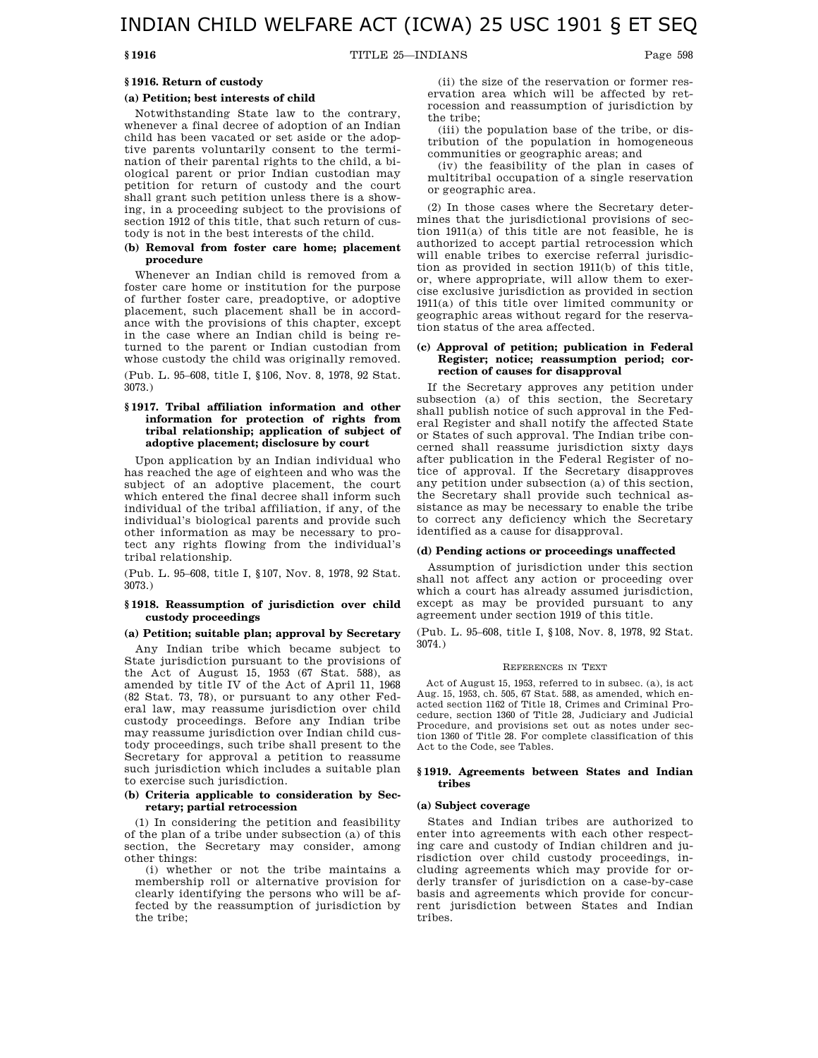### § 1916. Return of custody

#### (a) Petition; best interests of child

Notwithstanding State law to the contrary, whenever a final decree of adoption of an Indian child has been vacated or set aside or the adoptive parents voluntarily consent to the termination of their parental rights to the child, a biological parent or prior Indian custodian may petition for return of custody and the court shall grant such petition unless there is a showing, in a proceeding subject to the provisions of section 1912 of this title, that such return of custody is not in the best interests of the child.

#### (b) Removal from foster care home; placement procedure

Whenever an Indian child is removed from a foster care home or institution for the purpose of further foster care, preadoptive, or adoptive placement, such placement shall be in accordance with the provisions of this chapter, except in the case where an Indian child is being returned to the parent or Indian custodian from whose custody the child was originally removed.

(Pub. L. 95–608, title I, §106, Nov. 8, 1978, 92 Stat. 3073.)

### § 1917. Tribal affiliation information and other information for protection of rights from tribal relationship; application of subject of adoptive placement; disclosure by court

Upon application by an Indian individual who has reached the age of eighteen and who was the subject of an adoptive placement, the court which entered the final decree shall inform such individual of the tribal affiliation, if any, of the individual's biological parents and provide such other information as may be necessary to protect any rights flowing from the individual's tribal relationship.

(Pub. L. 95–608, title I, §107, Nov. 8, 1978, 92 Stat. 3073.)

### § 1918. Reassumption of jurisdiction over child custody proceedings

#### (a) Petition; suitable plan; approval by Secretary

Any Indian tribe which became subject to State jurisdiction pursuant to the provisions of the Act of August 15, 1953 (67 Stat. 588), as amended by title IV of the Act of April 11, 1968 (82 Stat. 73, 78), or pursuant to any other Federal law, may reassume jurisdiction over child custody proceedings. Before any Indian tribe may reassume jurisdiction over Indian child custody proceedings, such tribe shall present to the Secretary for approval a petition to reassume such jurisdiction which includes a suitable plan to exercise such jurisdiction.

#### (b) Criteria applicable to consideration by Secretary; partial retrocession

(1) In considering the petition and feasibility of the plan of a tribe under subsection (a) of this section, the Secretary may consider, among other things:

(i) whether or not the tribe maintains a membership roll or alternative provision for clearly identifying the persons who will be affected by the reassumption of jurisdiction by the tribe;

(ii) the size of the reservation or former reservation area which will be affected by retrocession and reassumption of jurisdiction by the tribe;

(iii) the population base of the tribe, or distribution of the population in homogeneous communities or geographic areas; and

(iv) the feasibility of the plan in cases of multitribal occupation of a single reservation or geographic area.

(2) In those cases where the Secretary determines that the jurisdictional provisions of section 1911(a) of this title are not feasible, he is authorized to accept partial retrocession which will enable tribes to exercise referral jurisdiction as provided in section 1911(b) of this title, or, where appropriate, will allow them to exercise exclusive jurisdiction as provided in section 1911(a) of this title over limited community or geographic areas without regard for the reservation status of the area affected.

#### (c) Approval of petition; publication in Federal Register; notice; reassumption period; correction of causes for disapproval

If the Secretary approves any petition under subsection (a) of this section, the Secretary shall publish notice of such approval in the Federal Register and shall notify the affected State or States of such approval. The Indian tribe concerned shall reassume jurisdiction sixty days after publication in the Federal Register of notice of approval. If the Secretary disapproves any petition under subsection (a) of this section, the Secretary shall provide such technical assistance as may be necessary to enable the tribe to correct any deficiency which the Secretary identified as a cause for disapproval.

#### (d) Pending actions or proceedings unaffected

Assumption of jurisdiction under this section shall not affect any action or proceeding over which a court has already assumed jurisdiction, except as may be provided pursuant to any agreement under section 1919 of this title.

(Pub. L. 95–608, title I, §108, Nov. 8, 1978, 92 Stat. 3074.)

REFERENCES IN TEXT

Act of August 15, 1953, referred to in subsec. (a), is act Aug. 15, 1953, ch. 505, 67 Stat. 588, as amended, which enacted section 1162 of Title 18, Crimes and Criminal Procedure, section 1360 of Title 28, Judiciary and Judicial Procedure, and provisions set out as notes under section 1360 of Title 28. For complete classification of this Act to the Code, see Tables.

### § 1919. Agreements between States and Indian tribes

#### (a) Subject coverage

States and Indian tribes are authorized to enter into agreements with each other respecting care and custody of Indian children and jurisdiction over child custody proceedings, including agreements which may provide for orderly transfer of jurisdiction on a case-by-case basis and agreements which provide for concurrent jurisdiction between States and Indian tribes.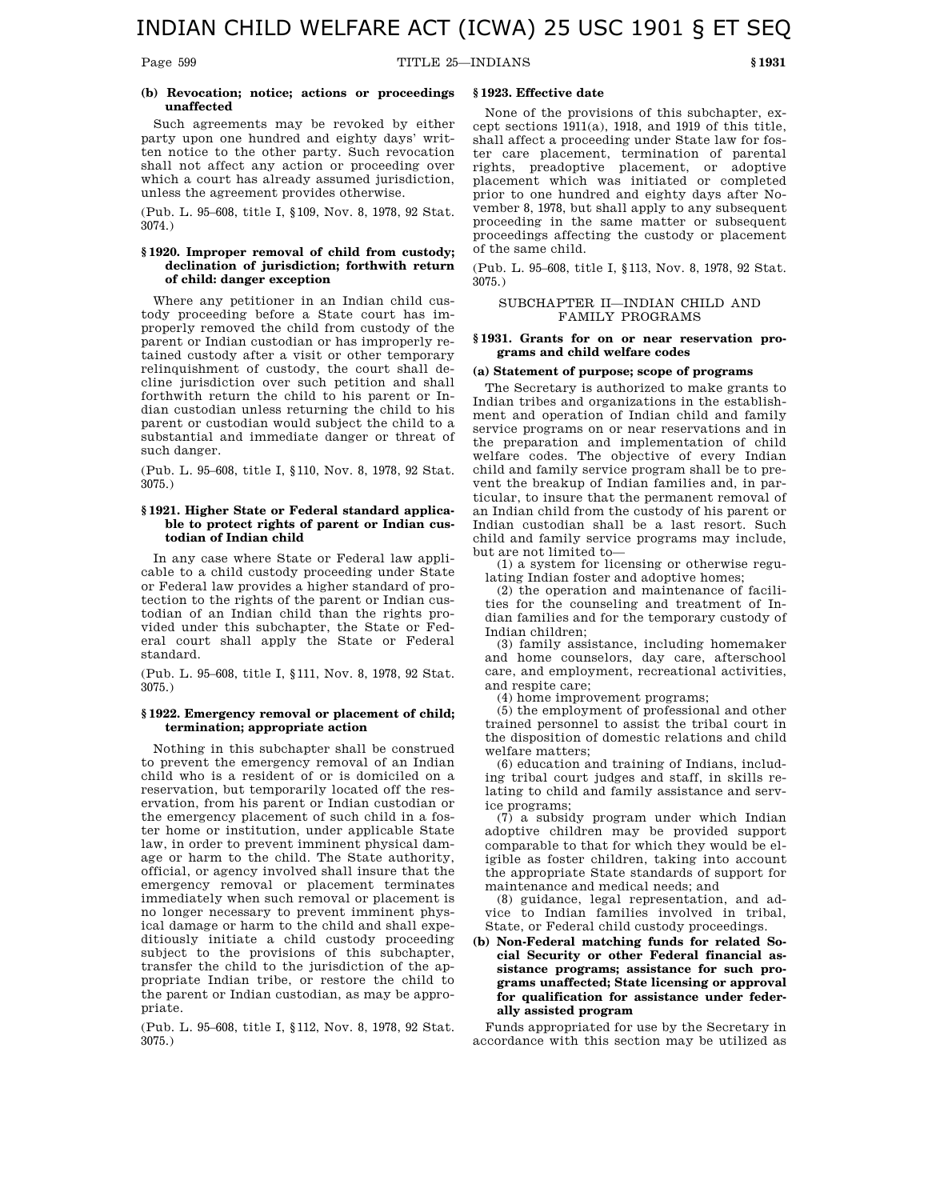**(b) Revocation; notice; actions or proceedings unaffected**

Such agreements may be revoked by either party upon one hundred and eighty days' written notice to the other party. Such revocation shall not affect any action or proceeding over which a court has already assumed jurisdiction, unless the agreement provides otherwise.

(Pub. L. 95–608, title I, §109, Nov. 8, 1978, 92 Stat. 3074.)

### §1920. Improper removal of child from custody; declination of jurisdiction; forthwith return of child: danger exception

Where any petitioner in an Indian child custody proceeding before a State court has improperly removed the child from custody of the parent or Indian custodian or has improperly retained custody after a visit or other temporary relinquishment of custody, the court shall decline jurisdiction over such petition and shall forthwith return the child to his parent or Indian custodian unless returning the child to his parent or custodian would subject the child to a substantial and immediate danger or threat of such danger.

(Pub. L. 95–608, title I, §110, Nov. 8, 1978, 92 Stat. 3075.)

### §1921. Higher State or Federal standard applicable to protect rights of parent or Indian custodian of Indian child

In any case where State or Federal law applicable to a child custody proceeding under State or Federal law provides a higher standard of protection to the rights of the parent or Indian custodian of an Indian child than the rights provided under this subchapter, the State or Federal court shall apply the State or Federal standard.

(Pub. L. 95–608, title I, §111, Nov. 8, 1978, 92 Stat. 3075.)

### §1922. Emergency removal or placement of child; termination; appropriate action

Nothing in this subchapter shall be construed to prevent the emergency removal of an Indian child who is a resident of or is domiciled on a reservation, but temporarily located off the reservation, from his parent or Indian custodian or the emergency placement of such child in a foster home or institution, under applicable State law, in order to prevent imminent physical damage or harm to the child. The State authority, official, or agency involved shall insure that the emergency removal or placement terminates immediately when such removal or placement is no longer necessary to prevent imminent physical damage or harm to the child and shall expeditiously initiate a child custody proceeding subject to the provisions of this subchapter, transfer the child to the jurisdiction of the appropriate Indian tribe, or restore the child to the parent or Indian custodian, as may be appropriate.

(Pub. L. 95–608, title I, §112, Nov. 8, 1978, 92 Stat. 3075.)

### §1923. Effective date

None of the provisions of this subchapter, except sections 1911(a), 1918, and 1919 of this title, shall affect a proceeding under State law for foster care placement, termination of parental rights, preadoptive placement, or adoptive placement which was initiated or completed prior to one hundred and eighty days after November 8, 1978, but shall apply to any subsequent proceeding in the same matter or subsequent proceedings affecting the custody or placement of the same child.

(Pub. L. 95–608, title I, §113, Nov. 8, 1978, 92 Stat. 3075.)

## SUBCHAPTER II—INDIAN CHILD AND FAMILY PROGRAMS

### §1931. Grants for on or near reservation programs and child welfare codes

**(a) Statement of purpose; scope of programs**

The Secretary is authorized to make grants to Indian tribes and organizations in the establishment and operation of Indian child and family service programs on or near reservations and in the preparation and implementation of child welfare codes. The objective of every Indian child and family service program shall be to prevent the breakup of Indian families and, in particular, to insure that the permanent removal of an Indian child from the custody of his parent or Indian custodian shall be a last resort. Such child and family service programs may include, but are not limited to—

(1) a system for licensing or otherwise regulating Indian foster and adoptive homes;

(2) the operation and maintenance of facilities for the counseling and treatment of Indian families and for the temporary custody of Indian children;

(3) family assistance, including homemaker and home counselors, day care, afterschool care, and employment, recreational activities, and respite care;

(4) home improvement programs;

(5) the employment of professional and other trained personnel to assist the tribal court in the disposition of domestic relations and child welfare matters;

(6) education and training of Indians, including tribal court judges and staff, in skills relating to child and family assistance and service programs;

(7) a subsidy program under which Indian adoptive children may be provided support comparable to that for which they would be eligible as foster children, taking into account the appropriate State standards of support for maintenance and medical needs; and

(8) guidance, legal representation, and advice to Indian families involved in tribal, State, or Federal child custody proceedings.

**(b) Non-Federal matching funds for related Social Security or other Federal financial assistance programs; assistance for such programs unaffected; State licensing or approval for qualification for assistance under federally assisted program**

Funds appropriated for use by the Secretary in accordance with this section may be utilized as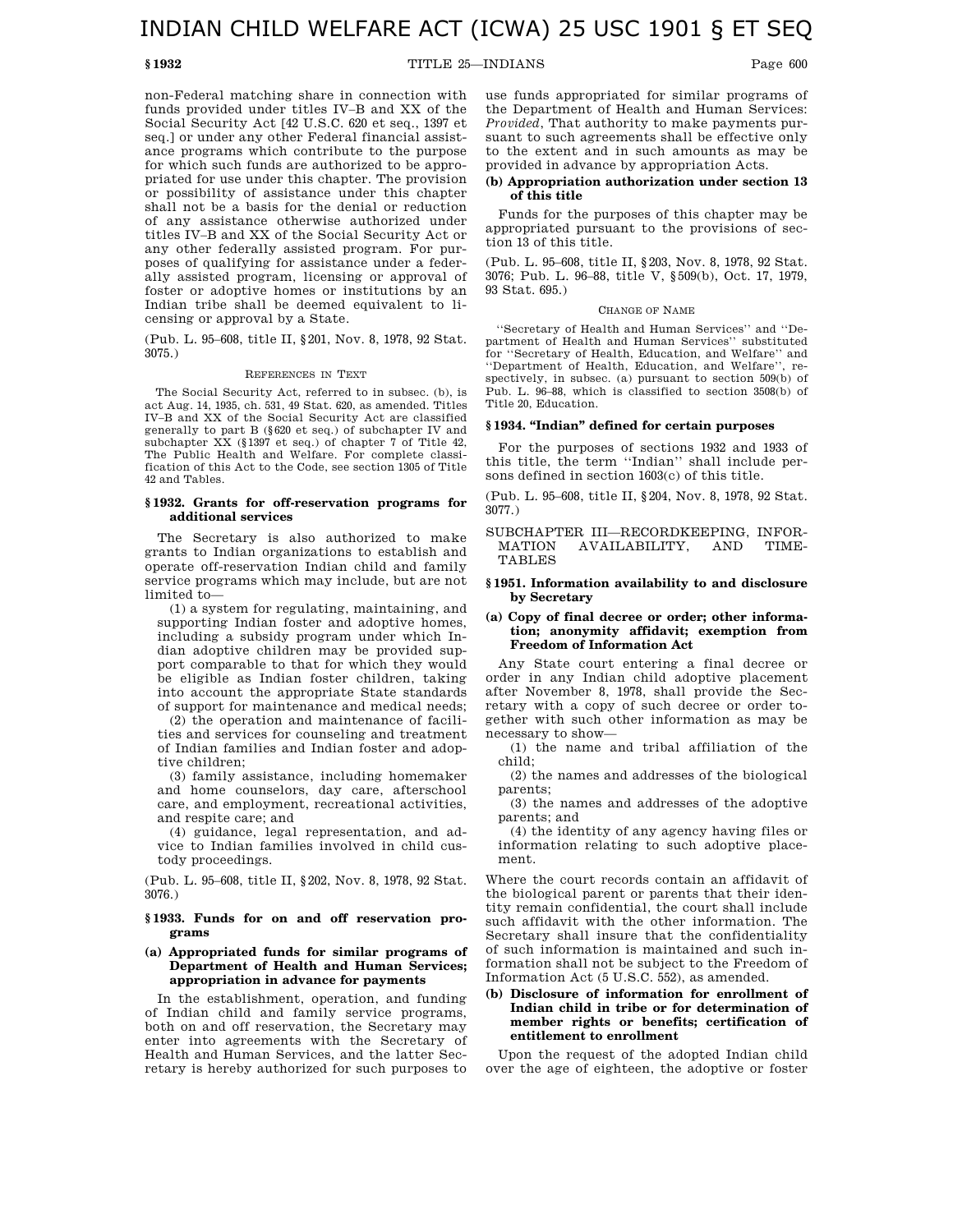non-Federal matching share in connection with funds provided under titles IV–B and XX of the Social Security Act [42 U.S.C. 620 et seq., 1397 et seq.] or under any other Federal financial assistance programs which contribute to the purpose for which such funds are authorized to be appropriated for use under this chapter. The provision or possibility of assistance under this chapter shall not be a basis for the denial or reduction of any assistance otherwise authorized under titles IV–B and XX of the Social Security Act or any other federally assisted program. For purposes of qualifying for assistance under a federally assisted program, licensing or approval of foster or adoptive homes or institutions by an Indian tribe shall be deemed equivalent to licensing or approval by a State.

(Pub. L. 95–608, title II, §201, Nov. 8, 1978, 92 Stat. 3075.)

REFERENCES IN TEXT

The Social Security Act, referred to in subsec. (b), is act Aug. 14, 1935, ch. 531, 49 Stat. 620, as amended. Titles IV–B and XX of the Social Security Act are classified generally to part B (§620 et seq.) of subchapter IV and subchapter XX (§1397 et seq.) of chapter 7 of Title 42, The Public Health and Welfare. For complete classification of this Act to the Code, see section 1305 of Title 42 and Tables.

### §1932. Grants for off-reservation programs for additional services

The Secretary is also authorized to make grants to Indian organizations to establish and operate off-reservation Indian child and family service programs which may include, but are not limited to—

(1) a system for regulating, maintaining, and supporting Indian foster and adoptive homes, including a subsidy program under which Indian adoptive children may be provided support comparable to that for which they would be eligible as Indian foster children, taking into account the appropriate State standards of support for maintenance and medical needs;

(2) the operation and maintenance of facilities and services for counseling and treatment of Indian families and Indian foster and adoptive children;

(3) family assistance, including homemaker and home counselors, day care, afterschool care, and employment, recreational activities, and respite care; and

(4) guidance, legal representation, and advice to Indian families involved in child custody proceedings.

(Pub. L. 95–608, title II, §202, Nov. 8, 1978, 92 Stat. 3076.)

### §1933. Funds for on and off reservation programs

#### (a) Appropriated funds for similar programs of Department of Health and Human Services; appropriation in advance for payments

In the establishment, operation, and funding of Indian child and family service programs, both on and off reservation, the Secretary may enter into agreements with the Secretary of Health and Human Services, and the latter Secretary is hereby authorized for such purposes to use funds appropriated for similar programs of the Department of Health and Human Services: *Provided*, That authority to make payments pursuant to such agreements shall be effective only to the extent and in such amounts as may be provided in advance by appropriation Acts.

#### (b) Appropriation authorization under section 13 of this title

Funds for the purposes of this chapter may be appropriated pursuant to the provisions of section 13 of this title.

(Pub. L. 95–608, title II, §203, Nov. 8, 1978, 92 Stat. 3076; Pub. L. 96–88, title V, §509(b), Oct. 17, 1979, 93 Stat. 695.)

CHANGE OF NAME

''Secretary of Health and Human Services'' and ''Department of Health and Human Services'' substituted for ''Secretary of Health, Education, and Welfare'' and ''Department of Health, Education, and Welfare'', respectively, in subsec. (a) pursuant to section 509(b) of Pub. L. 96–88, which is classified to section 3508(b) of Title 20, Education.

### §1934. "Indian" defined for certain purposes

For the purposes of sections 1932 and 1933 of this title, the term ''Indian'' shall include persons defined in section 1603(c) of this title.

(Pub. L. 95–608, title II, §204, Nov. 8, 1978, 92 Stat. 3077.)

## SUBCHAPTER III—RECORDKEEPING, INFORMATION AVAILABILITY, AND TIMETABLES

### §1951. Information availability to and disclosure by Secretary

#### (a) Copy of final decree or order; other information; anonymity affidavit; exemption from Freedom of Information Act

Any State court entering a final decree or order in any Indian child adoptive placement after November 8, 1978, shall provide the Secretary with a copy of such decree or order together with such other information as may be necessary to show—

(1) the name and tribal affiliation of the child;

(2) the names and addresses of the biological parents;

(3) the names and addresses of the adoptive parents; and

(4) the identity of any agency having files or information relating to such adoptive placement.

Where the court records contain an affidavit of the biological parent or parents that their identity remain confidential, the court shall include such affidavit with the other information. The Secretary shall insure that the confidentiality of such information is maintained and such information shall not be subject to the Freedom of Information Act (5 U.S.C. 552), as amended.

#### (b) Disclosure of information for enrollment of Indian child in tribe or for determination of member rights or benefits; certification of entitlement to enrollment

Upon the request of the adopted Indian child over the age of eighteen, the adoptive or foster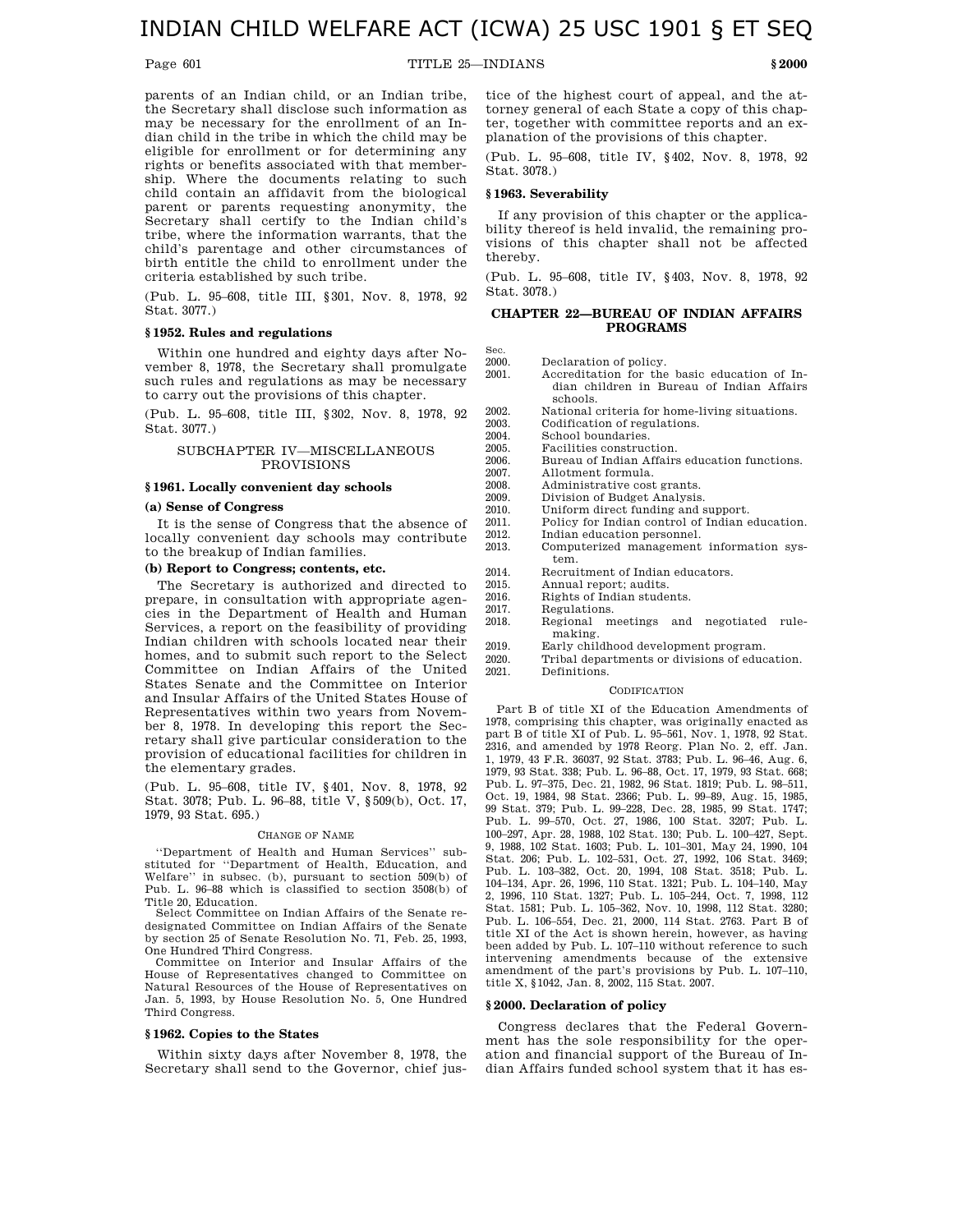parents of an Indian child, or an Indian tribe, the Secretary shall disclose such information as may be necessary for the enrollment of an Indian child in the tribe in which the child may be eligible for enrollment or for determining any rights or benefits associated with that membership. Where the documents relating to such child contain an affidavit from the biological parent or parents requesting anonymity, the Secretary shall certify to the Indian child's tribe, where the information warrants, that the child's parentage and other circumstances of birth entitle the child to enrollment under the criteria established by such tribe.

(Pub. L. 95–608, title III, §301, Nov. 8, 1978, 92 Stat. 3077.)

### §1952. Rules and regulations

Within one hundred and eighty days after November 8, 1978, the Secretary shall promulgate such rules and regulations as may be necessary to carry out the provisions of this chapter.

(Pub. L. 95–608, title III, §302, Nov. 8, 1978, 92 Stat. 3077.)

## SUBCHAPTER IV—MISCELLANEOUS PROVISIONS

### §1961. Locally convenient day schools

**(a) Sense of Congress**

It is the sense of Congress that the absence of locally convenient day schools may contribute to the breakup of Indian families.

**(b) Report to Congress; contents, etc.**

The Secretary is authorized and directed to prepare, in consultation with appropriate agencies in the Department of Health and Human Services, a report on the feasibility of providing Indian children with schools located near their homes, and to submit such report to the Select Committee on Indian Affairs of the United States Senate and the Committee on Interior and Insular Affairs of the United States House of Representatives within two years from November 8, 1978. In developing this report the Secretary shall give particular consideration to the provision of educational facilities for children in the elementary grades.

(Pub. L. 95–608, title IV, §401, Nov. 8, 1978, 92 Stat. 3078; Pub. L. 96–88, title V, §509(b), Oct. 17, 1979, 93 Stat. 695.)

CHANGE OF NAME

"Department of Health and Human Services" substituted for "Department of Health, Education, and Welfare" in subsec. (b), pursuant to section 509(b) of Pub. L. 96–88 which is classified to section 3508(b) of Title 20, Education.

Select Committee on Indian Affairs of the Senate redesignated Committee on Indian Affairs of the Senate by section 25 of Senate Resolution No. 71, Feb. 25, 1993, One Hundred Third Congress.

Committee on Interior and Insular Affairs of the House of Representatives changed to Committee on Natural Resources of the House of Representatives on Jan. 5, 1993, by House Resolution No. 5, One Hundred Third Congress.

### §1962. Copies to the States

Within sixty days after November 8, 1978, the Secretary shall send to the Governor, chief justice of the highest court of appeal, and the attorney general of each State a copy of this chapter, together with committee reports and an explanation of the provisions of this chapter.

(Pub. L. 95–608, title IV, §402, Nov. 8, 1978, 92 Stat. 3078.)

### §1963. Severability

If any provision of this chapter or the applicability thereof is held invalid, the remaining provisions of this chapter shall not be affected thereby.

(Pub. L. 95–608, title IV, §403, Nov. 8, 1978, 92 Stat. 3078.)

## CHAPTER 22—BUREAU OF INDIAN AFFAIRS PROGRAMS

| Sec. | |
|---|---|
| 2000. | Declaration of policy. |
| 2001. | Accreditation for the basic education of Indian children in Bureau of Indian Affairs schools. |
| 2002. | National criteria for home-living situations. |
| 2003. | Codification of regulations. |
| 2004. | School boundaries. |
| 2005. | Facilities construction. |
| 2006. | Bureau of Indian Affairs education functions. |
| 2007. | Allotment formula. |
| 2008. | Administrative cost grants. |
| 2009. | Division of Budget Analysis. |
| 2010. | Uniform direct funding and support. |
| 2011. | Policy for Indian control of Indian education. |
| 2012. | Indian education personnel. |
| 2013. | Computerized management information system. |
| 2014. | Recruitment of Indian educators. |
| 2015. | Annual report; audits. |
| 2016. | Rights of Indian students. |
| 2017. | Regulations. |
| 2018. | Regional meetings and negotiated rulemaking. |
| 2019. | Early childhood development program. |
| 2020. | Tribal departments or divisions of education. |
| 2021. | Definitions. |

CODIFICATION

Part B of title XI of the Education Amendments of 1978, comprising this chapter, was originally enacted as part B of title XI of Pub. L. 95–561, Nov. 1, 1978, 92 Stat. 2316, and amended by 1978 Reorg. Plan No. 2, eff. Jan. 1, 1979, 43 F.R. 36037, 92 Stat. 3783; Pub. L. 96–46, Aug. 6, 1979, 93 Stat. 338; Pub. L. 96–88, Oct. 17, 1979, 93 Stat. 668; Pub. L. 97–375, Dec. 21, 1982, 96 Stat. 1819; Pub. L. 98–511, Oct. 19, 1984, 98 Stat. 2366; Pub. L. 99–89, Aug. 15, 1985, 99 Stat. 379; Pub. L. 99–228, Dec. 28, 1985, 99 Stat. 1747; Pub. L. 99–570, Oct. 27, 1986, 100 Stat. 3207; Pub. L. 100–297, Apr. 28, 1988, 102 Stat. 130; Pub. L. 100–427, Sept. 9, 1988, 102 Stat. 1603; Pub. L. 101–301, May 24, 1990, 104 Stat. 206; Pub. L. 102–531, Oct. 27, 1992, 106 Stat. 3469; Pub. L. 103–382, Oct. 20, 1994, 108 Stat. 3518; Pub. L. 104–134, Apr. 26, 1996, 110 Stat. 1321; Pub. L. 104–140, May 2, 1996, 110 Stat. 1327; Pub. L. 105–244, Oct. 7, 1998, 112 Stat. 1581; Pub. L. 105–362, Nov. 10, 1998, 112 Stat. 3280; Pub. L. 106–554, Dec. 21, 2000, 114 Stat. 2763. Part B of title XI of the Act is shown herein, however, as having been added by Pub. L. 107–110 without reference to such intervening amendments because of the extensive amendment of the part's provisions by Pub. L. 107–110, title X, §1042, Jan. 8, 2002, 115 Stat. 2007.

### §2000. Declaration of policy

Congress declares that the Federal Government has the sole responsibility for the operation and financial support of the Bureau of Indian Affairs funded school system that it has es-